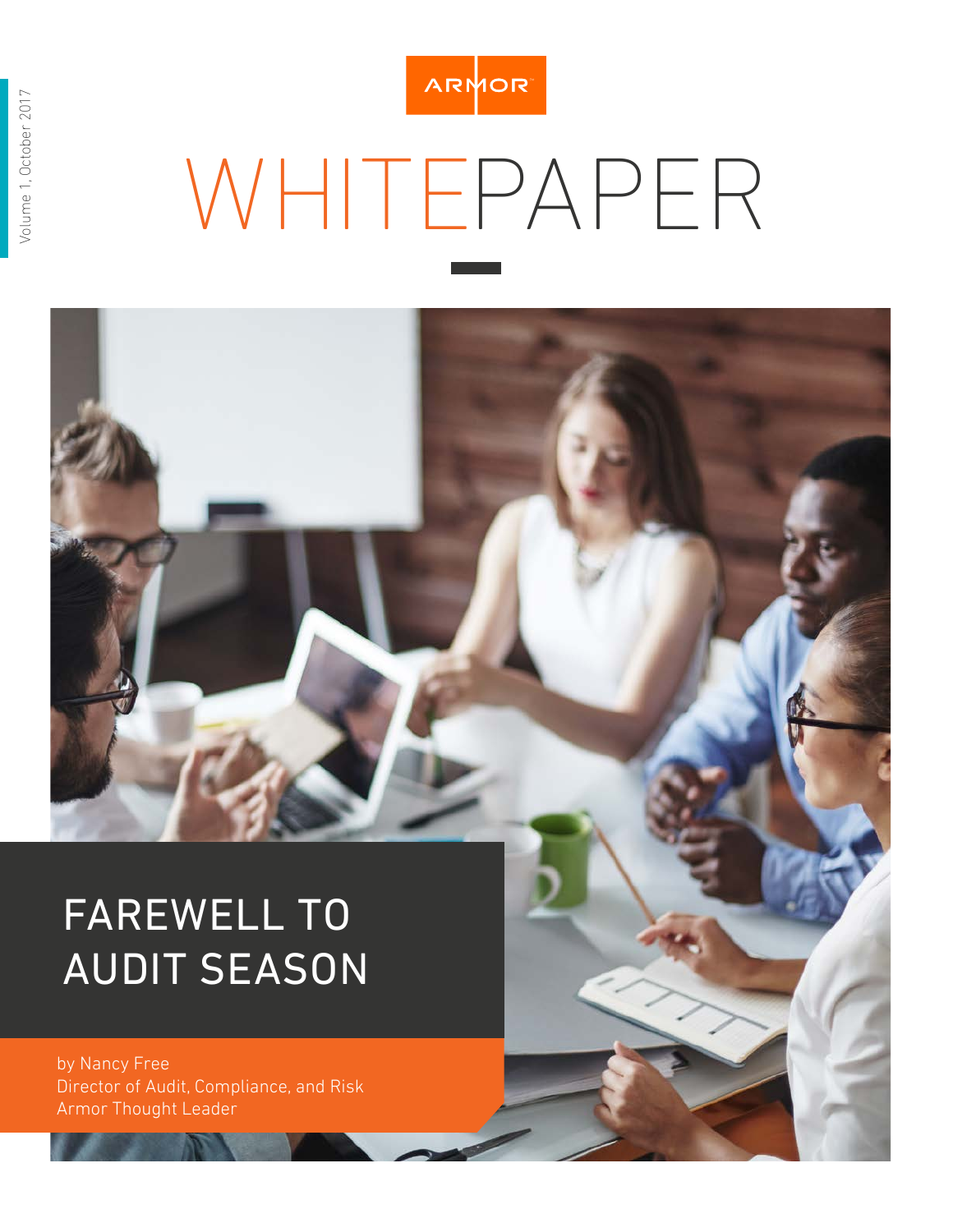Volume 1, October 2017

ARMOR

# WHITEPAPER

## FAREWELL TO AUDIT SEASON

by Nancy Free
Director of Audit, Compliance, and Risk
Armor Thought Leader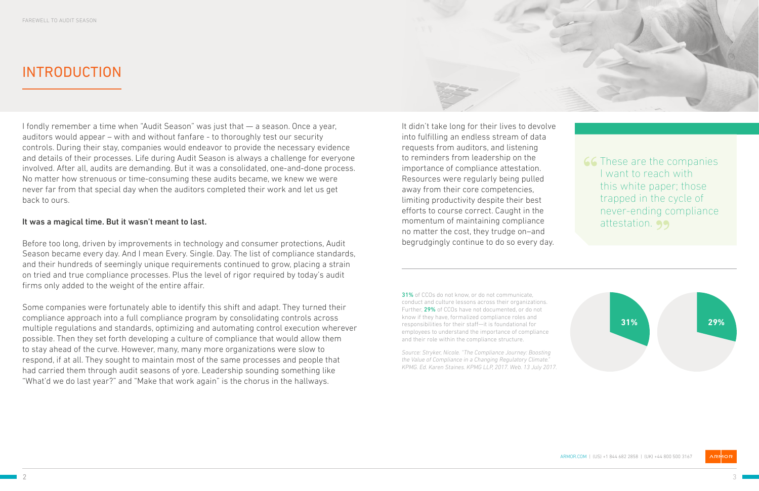# INTRODUCTION

I fondly remember a time when "Audit Season" was just that — a season. Once a year, auditors would appear – with and without fanfare - to thoroughly test our security controls. During their stay, companies would endeavor to provide the necessary evidence and details of their processes. Life during Audit Season is always a challenge for everyone involved. After all, audits are demanding. But it was a consolidated, one-and-done process. No matter how strenuous or time-consuming these audits became, we knew we were never far from that special day when the auditors completed their work and let us get back to ours.

**It was a magical time. But it wasn't meant to last.**

Before too long, driven by improvements in technology and consumer protections, Audit Season became every day. And I mean Every. Single. Day. The list of compliance standards, and their hundreds of seemingly unique requirements continued to grow, placing a strain on tried and true compliance processes. Plus the level of rigor required by today's audit firms only added to the weight of the entire affair.

Some companies were fortunately able to identify this shift and adapt. They turned their compliance approach into a full compliance program by consolidating controls across multiple regulations and standards, optimizing and automating control execution wherever possible. Then they set forth developing a culture of compliance that would allow them to stay ahead of the curve. However, many, many more organizations were slow to respond, if at all. They sought to maintain most of the same processes and people that had carried them through audit seasons of yore. Leadership sounding something like "What'd we do last year?" and "Make that work again" is the chorus in the hallways.

It didn't take long for their lives to devolve into fulfilling an endless stream of data requests from auditors, and listening to reminders from leadership on the importance of compliance attestation. Resources were regularly being pulled away from their core competencies, limiting productivity despite their best efforts to course correct. Caught in the momentum of maintaining compliance no matter the cost, they trudge on–and begrudgingly continue to do so every day.

> "These are the companies I want to reach with this white paper; those trapped in the cycle of never-ending compliance attestation."

**31%** of CCOs do not know, or do not communicate, conduct and culture lessons across their organizations. Further, **29%** of CCOs have not documented, or do not know if they have, formalized compliance roles and responsibilities for their staff—it is foundational for employees to understand the importance of compliance and their role within the compliance structure.

*Source: Stryker, Nicole. "The Compliance Journey: Boosting the Value of Compliance in a Changing Regulatory Climate." KPMG. Ed. Karen Staines. KPMG LLP, 2017. Web. 13 July 2017.*

31%

29%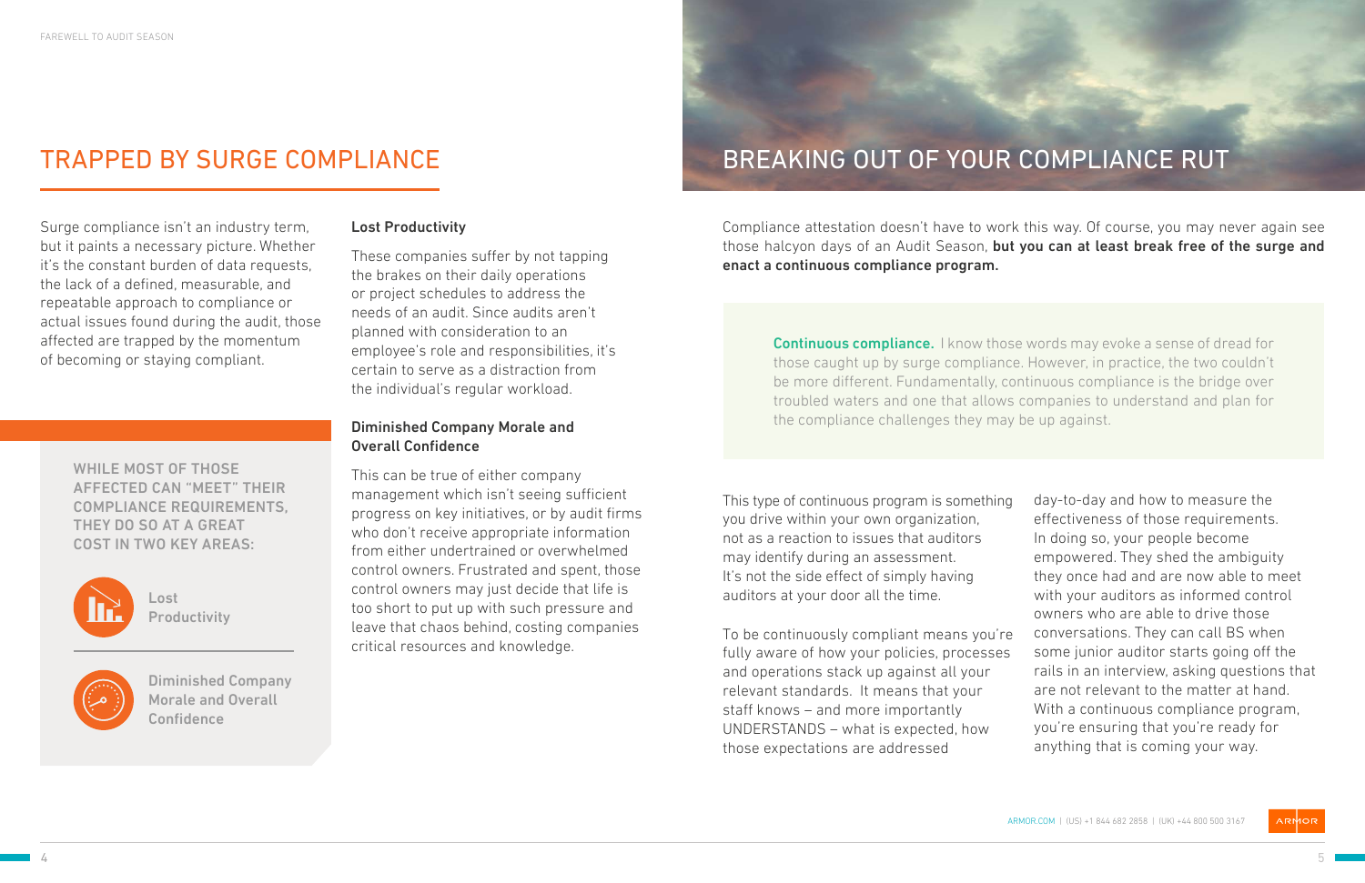## TRAPPED BY SURGE COMPLIANCE

Surge compliance isn't an industry term, but it paints a necessary picture. Whether it's the constant burden of data requests, the lack of a defined, measurable, and repeatable approach to compliance or actual issues found during the audit, those affected are trapped by the momentum of becoming or staying compliant.

WHILE MOST OF THOSE AFFECTED CAN "MEET" THEIR COMPLIANCE REQUIREMENTS, THEY DO SO AT A GREAT COST IN TWO KEY AREAS:

- Lost Productivity
- Diminished Company Morale and Overall Confidence

### Lost Productivity

These companies suffer by not tapping the brakes on their daily operations or project schedules to address the needs of an audit. Since audits aren't planned with consideration to an employee's role and responsibilities, it's certain to serve as a distraction from the individual's regular workload.

### Diminished Company Morale and Overall Confidence

This can be true of either company management which isn't seeing sufficient progress on key initiatives, or by audit firms who don't receive appropriate information from either undertrained or overwhelmed control owners. Frustrated and spent, those control owners may just decide that life is too short to put up with such pressure and leave that chaos behind, costing companies critical resources and knowledge.

## BREAKING OUT OF YOUR COMPLIANCE RUT

Compliance attestation doesn't have to work this way. Of course, you may never again see those halcyon days of an Audit Season, **but you can at least break free of the surge and enact a continuous compliance program.**

> **Continuous compliance.** I know those words may evoke a sense of dread for those caught up by surge compliance. However, in practice, the two couldn't be more different. Fundamentally, continuous compliance is the bridge over troubled waters and one that allows companies to understand and plan for the compliance challenges they may be up against.

This type of continuous program is something you drive within your own organization, not as a reaction to issues that auditors may identify during an assessment. It's not the side effect of simply having auditors at your door all the time.

To be continuously compliant means you're fully aware of how your policies, processes and operations stack up against all your relevant standards. It means that your staff knows – and more importantly UNDERSTANDS – what is expected, how those expectations are addressed day-to-day and how to measure the effectiveness of those requirements. In doing so, your people become empowered. They shed the ambiguity they once had and are now able to meet with your auditors as informed control owners who are able to drive those conversations. They can call BS when some junior auditor starts going off the rails in an interview, asking questions that are not relevant to the matter at hand. With a continuous compliance program, you're ensuring that you're ready for anything that is coming your way.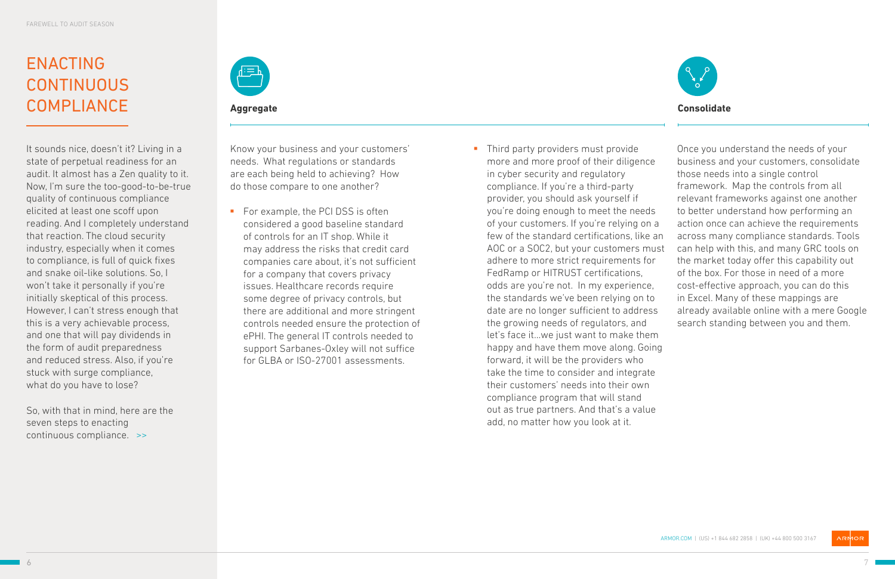# ENACTING CONTINUOUS COMPLIANCE

It sounds nice, doesn't it? Living in a state of perpetual readiness for an audit. It almost has a Zen quality to it. Now, I'm sure the too-good-to-be-true quality of continuous compliance elicited at least one scoff upon reading. And I completely understand that reaction. The cloud security industry, especially when it comes to compliance, is full of quick fixes and snake oil-like solutions. So, I won't take it personally if you're initially skeptical of this process. However, I can't stress enough that this is a very achievable process, and one that will pay dividends in the form of audit preparedness and reduced stress. Also, if you're stuck with surge compliance, what do you have to lose?

So, with that in mind, here are the seven steps to enacting continuous compliance. >>

## Aggregate

Know your business and your customers' needs. What regulations or standards are each being held to achieving? How do those compare to one another?

- For example, the PCI DSS is often considered a good baseline standard of controls for an IT shop. While it may address the risks that credit card companies care about, it's not sufficient for a company that covers privacy issues. Healthcare records require some degree of privacy controls, but there are additional and more stringent controls needed ensure the protection of ePHI. The general IT controls needed to support Sarbanes-Oxley will not suffice for GLBA or ISO-27001 assessments.
- Third party providers must provide more and more proof of their diligence in cyber security and regulatory compliance. If you're a third-party provider, you should ask yourself if you're doing enough to meet the needs of your customers. If you're relying on a few of the standard certifications, like an AOC or a SOC2, but your customers must adhere to more strict requirements for FedRamp or HITRUST certifications, odds are you're not. In my experience, the standards we've been relying on to date are no longer sufficient to address the growing needs of regulators, and let's face it…we just want to make them happy and have them move along. Going forward, it will be the providers who take the time to consider and integrate their customers' needs into their own compliance program that will stand out as true partners. And that's a value add, no matter how you look at it.

## Consolidate

Once you understand the needs of your business and your customers, consolidate those needs into a single control framework. Map the controls from all relevant frameworks against one another to better understand how performing an action once can achieve the requirements across many compliance standards. Tools can help with this, and many GRC tools on the market today offer this capability out of the box. For those in need of a more cost-effective approach, you can do this in Excel. Many of these mappings are already available online with a mere Google search standing between you and them.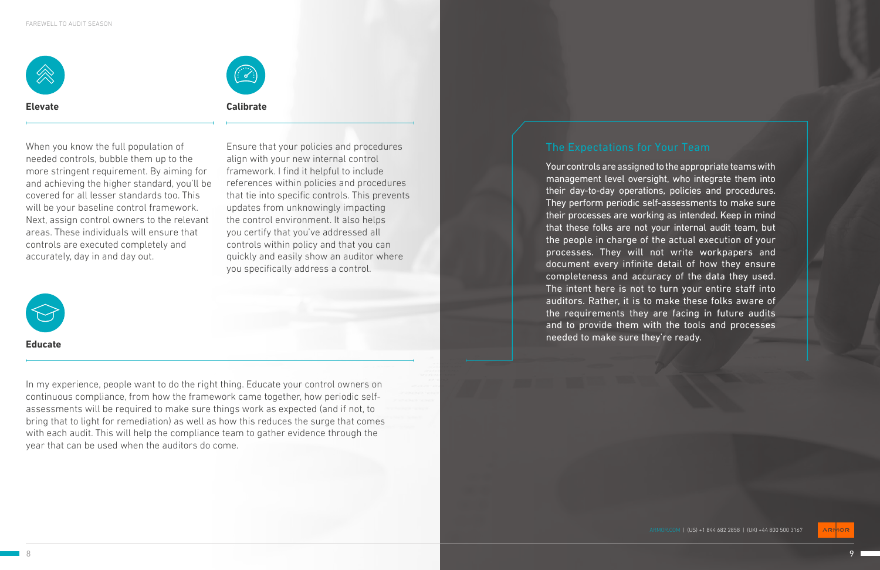### Elevate

When you know the full population of needed controls, bubble them up to the more stringent requirement. By aiming for and achieving the higher standard, you'll be covered for all lesser standards too. This will be your baseline control framework. Next, assign control owners to the relevant areas. These individuals will ensure that controls are executed completely and accurately, day in and day out.

### Calibrate

Ensure that your policies and procedures align with your new internal control framework. I find it helpful to include references within policies and procedures that tie into specific controls. This prevents updates from unknowingly impacting the control environment. It also helps you certify that you've addressed all controls within policy and that you can quickly and easily show an auditor where you specifically address a control.

### Educate

In my experience, people want to do the right thing. Educate your control owners on continuous compliance, from how the framework came together, how periodic self-assessments will be required to make sure things work as expected (and if not, to bring that to light for remediation) as well as how this reduces the surge that comes with each audit. This will help the compliance team to gather evidence through the year that can be used when the auditors do come.

## The Expectations for Your Team

Your controls are assigned to the appropriate teams with management level oversight, who integrate them into their day-to-day operations, policies and procedures. They perform periodic self-assessments to make sure their processes are working as intended. Keep in mind that these folks are not your internal audit team, but the people in charge of the actual execution of your processes. They will not write workpapers and document every infinite detail of how they ensure completeness and accuracy of the data they used. The intent here is not to turn your entire staff into auditors. Rather, it is to make these folks aware of the requirements they are facing in future audits and to provide them with the tools and processes needed to make sure they're ready.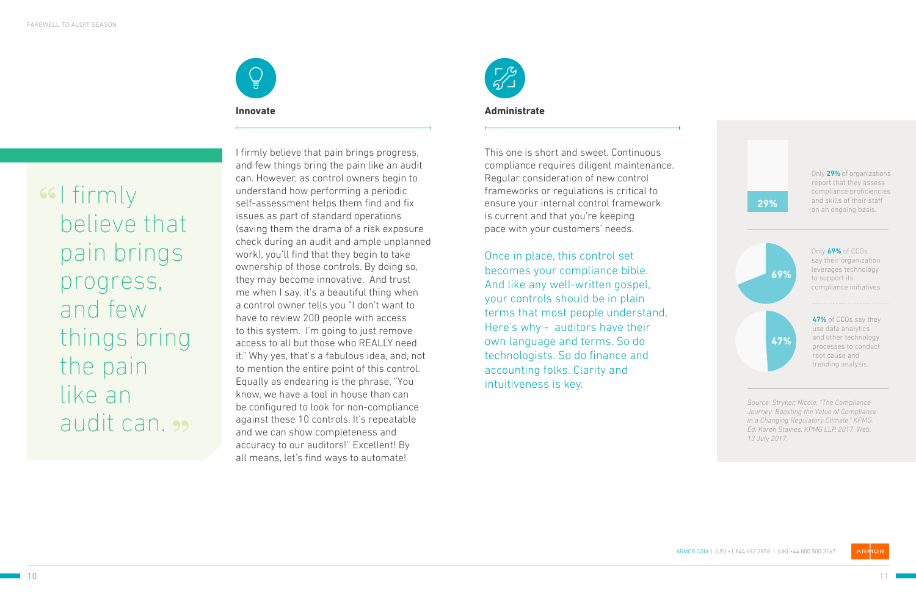> "I firmly believe that pain brings progress, and few things bring the pain like an audit can."

## Innovate

I firmly believe that pain brings progress, and few things bring the pain like an audit can. However, as control owners begin to understand how performing a periodic self-assessment helps them find and fix issues as part of standard operations (saving them the drama of a risk exposure check during an audit and ample unplanned work), you'll find that they begin to take ownership of those controls. By doing so, they may become innovative. And trust me when I say, it's a beautiful thing when a control owner tells you "I don't want to have to review 200 people with access to this system. I'm going to just remove access to all but those who REALLY need it." Why yes, that's a fabulous idea, and, not to mention the entire point of this control. Equally as endearing is the phrase, "You know, we have a tool in house than can be configured to look for non-compliance against these 10 controls. It's repeatable and we can show completeness and accuracy to our auditors!" Excellent! By all means, let's find ways to automate!

## Administrate

This one is short and sweet. Continuous compliance requires diligent maintenance. Regular consideration of new control frameworks or regulations is critical to ensure your internal control framework is current and that you're keeping pace with your customers' needs.

Once in place, this control set becomes your compliance bible. And like any well-written gospel, your controls should be in plain terms that most people understand. Here's why - auditors have their own language and terms. So do technologists. So do finance and accounting folks. Clarity and intuitiveness is key.

**29%**

Only **29%** of organizations report that they assess compliance proficiencies and skills of their staff on an ongoing basis.

**69%**

Only **69%** of CCOs say their organization leverages technology to support its compliance initiatives

**47%**

**47%** of CCOs say they use data analytics and other technology processes to conduct root cause and trending analysis.

*Source: Stryker, Nicole. "The Compliance Journey: Boosting the Value of Compliance in a Changing Regulatory Climate." KPMG. Ed. Karen Staines. KPMG LLP, 2017. Web. 13 July 2017.*

ARMOR.COM | (US) +1 844 682 2858 | (UK) +44 800 500 3167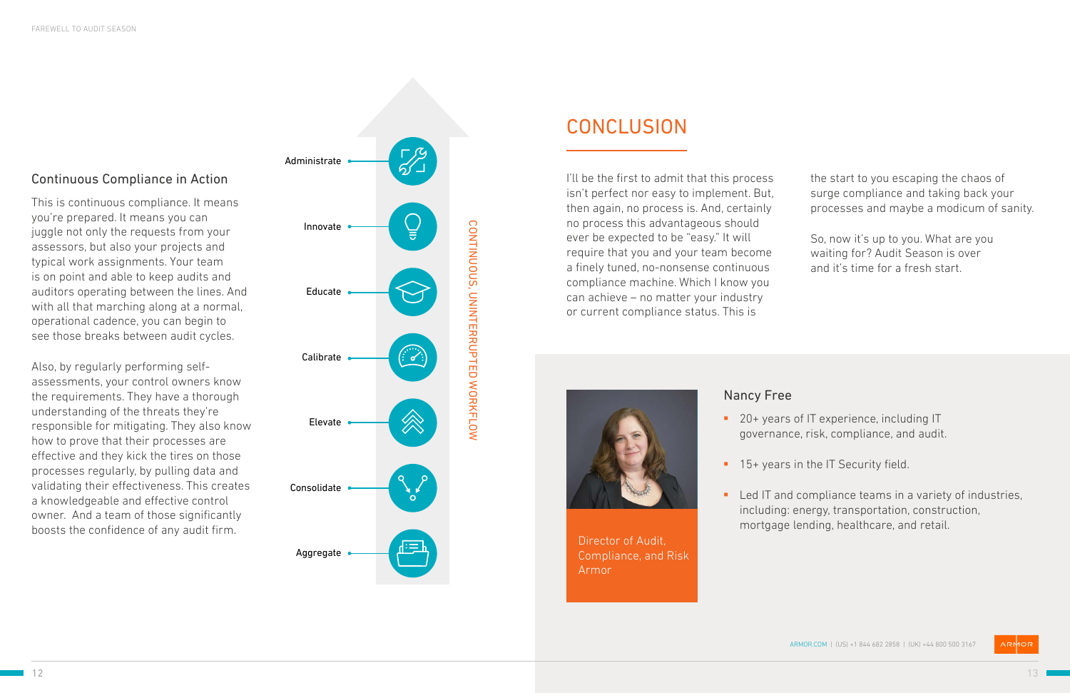### Continuous Compliance in Action

This is continuous compliance. It means you're prepared. It means you can juggle not only the requests from your assessors, but also your projects and typical work assignments. Your team is on point and able to keep audits and auditors operating between the lines. And with all that marching along at a normal, operational cadence, you can begin to see those breaks between audit cycles.

Also, by regularly performing self-assessments, your control owners know the requirements. They have a thorough understanding of the threats they're responsible for mitigating. They also know how to prove that their processes are effective and they kick the tires on those processes regularly, by pulling data and validating their effectiveness. This creates a knowledgeable and effective control owner. And a team of those significantly boosts the confidence of any audit firm.

CONTINUOUS, UNINTERRUPTED WORKFLOW

- Administrate
- Innovate
- Educate
- Calibrate
- Elevate
- Consolidate
- Aggregate

## CONCLUSION

I'll be the first to admit that this process isn't perfect nor easy to implement. But, then again, no process is. And, certainly no process this advantageous should ever be expected to be "easy." It will require that you and your team become a finely tuned, no-nonsense continuous compliance machine. Which I know you can achieve – no matter your industry or current compliance status. This is the start to you escaping the chaos of surge compliance and taking back your processes and maybe a modicum of sanity.

So, now it's up to you. What are you waiting for? Audit Season is over and it's time for a fresh start.

### Nancy Free

Director of Audit, Compliance, and Risk
Armor

- 20+ years of IT experience, including IT governance, risk, compliance, and audit.
- 15+ years in the IT Security field.
- Led IT and compliance teams in a variety of industries, including: energy, transportation, construction, mortgage lending, healthcare, and retail.

ARMOR.COM | (US) +1 844 682 2858 | (UK) +44 800 500 3167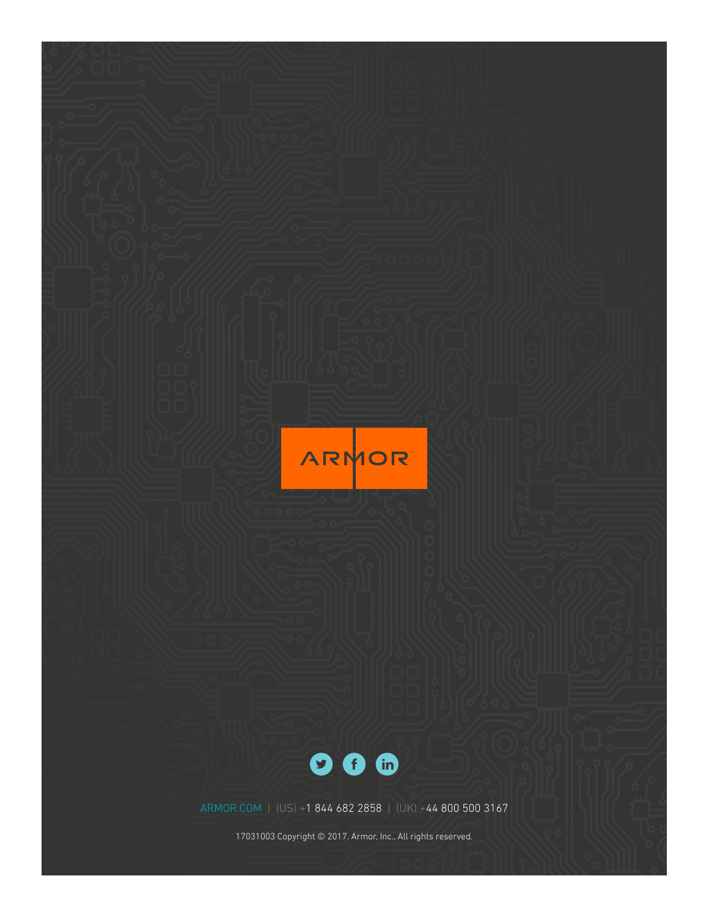ARMOR™

ARMOR.COM | (US) +1 844 682 2858 | (UK) +44 800 500 3167

17031003 Copyright © 2017. Armor, Inc., All rights reserved.